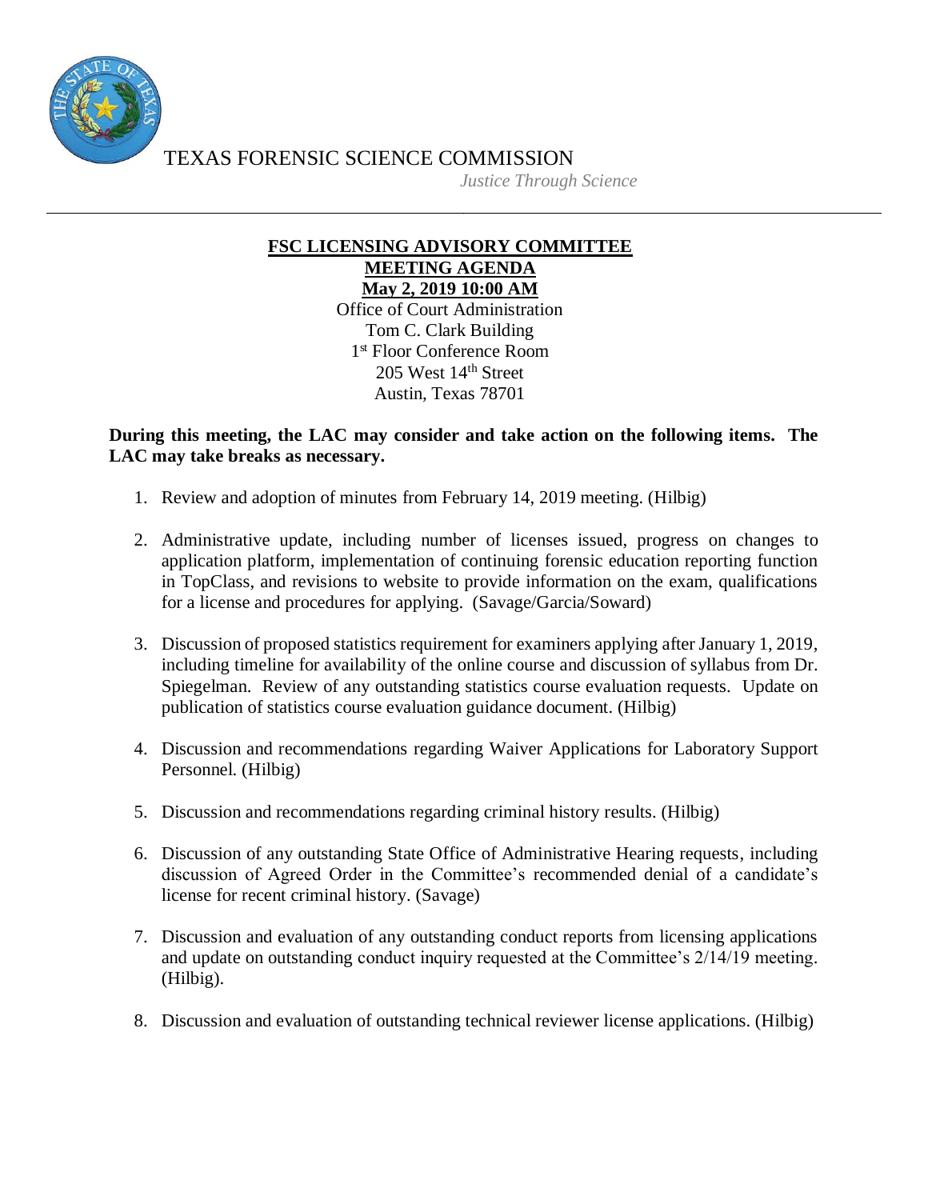TEXAS FORENSIC SCIENCE COMMISSION

*Justice Through Science*

---

**FSC LICENSING ADVISORY COMMITTEE**
**MEETING AGENDA**
**May 2, 2019 10:00 AM**

Office of Court Administration
Tom C. Clark Building
1st Floor Conference Room
205 West 14th Street
Austin, Texas 78701

**During this meeting, the LAC may consider and take action on the following items. The LAC may take breaks as necessary.**

1. Review and adoption of minutes from February 14, 2019 meeting. (Hilbig)

2. Administrative update, including number of licenses issued, progress on changes to application platform, implementation of continuing forensic education reporting function in TopClass, and revisions to website to provide information on the exam, qualifications for a license and procedures for applying. (Savage/Garcia/Soward)

3. Discussion of proposed statistics requirement for examiners applying after January 1, 2019, including timeline for availability of the online course and discussion of syllabus from Dr. Spiegelman. Review of any outstanding statistics course evaluation requests. Update on publication of statistics course evaluation guidance document. (Hilbig)

4. Discussion and recommendations regarding Waiver Applications for Laboratory Support Personnel. (Hilbig)

5. Discussion and recommendations regarding criminal history results. (Hilbig)

6. Discussion of any outstanding State Office of Administrative Hearing requests, including discussion of Agreed Order in the Committee's recommended denial of a candidate's license for recent criminal history. (Savage)

7. Discussion and evaluation of any outstanding conduct reports from licensing applications and update on outstanding conduct inquiry requested at the Committee's 2/14/19 meeting. (Hilbig).

8. Discussion and evaluation of outstanding technical reviewer license applications. (Hilbig)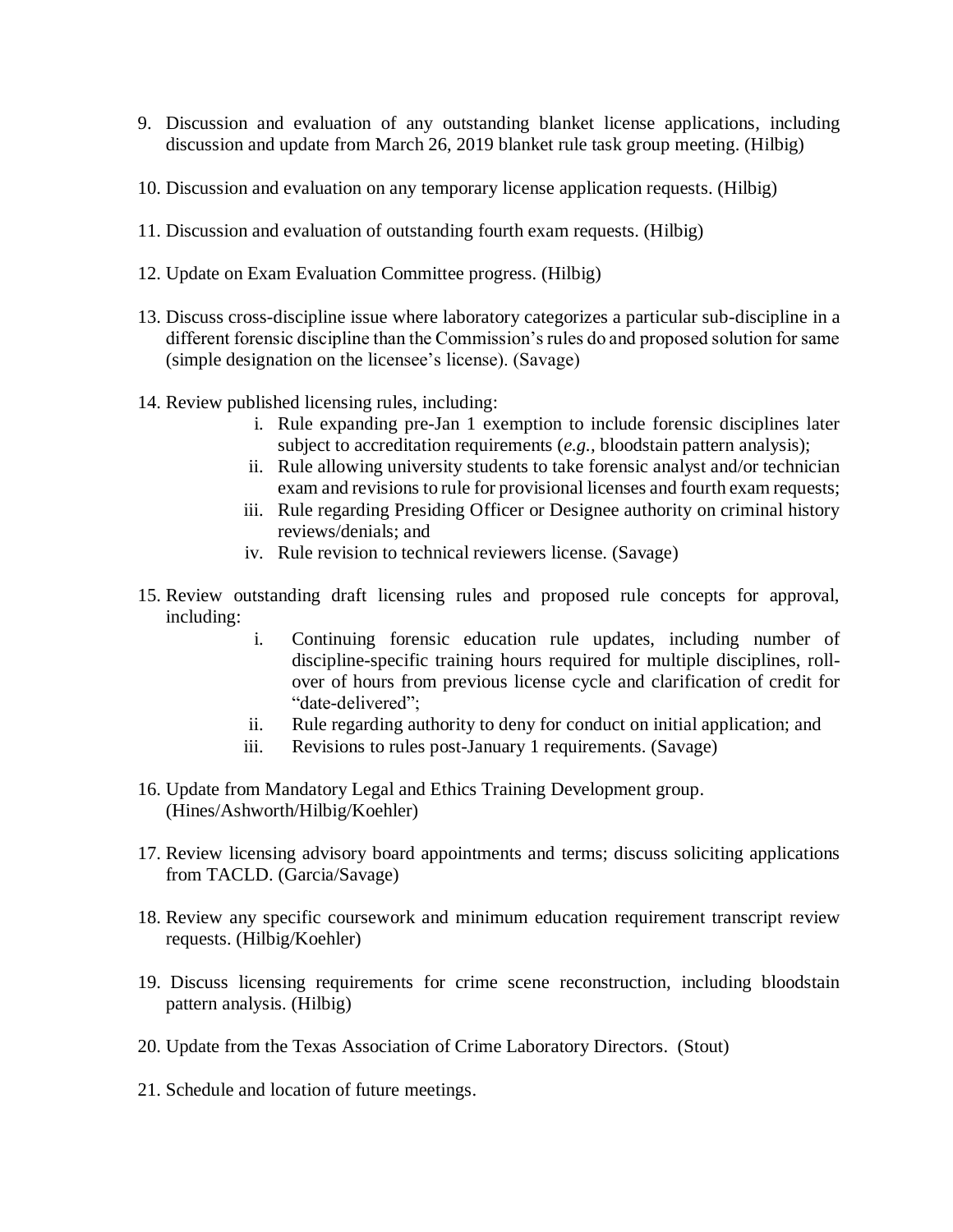9. Discussion and evaluation of any outstanding blanket license applications, including discussion and update from March 26, 2019 blanket rule task group meeting. (Hilbig)

10. Discussion and evaluation on any temporary license application requests. (Hilbig)

11. Discussion and evaluation of outstanding fourth exam requests. (Hilbig)

12. Update on Exam Evaluation Committee progress. (Hilbig)

13. Discuss cross-discipline issue where laboratory categorizes a particular sub-discipline in a different forensic discipline than the Commission's rules do and proposed solution for same (simple designation on the licensee's license). (Savage)

14. Review published licensing rules, including:
    i. Rule expanding pre-Jan 1 exemption to include forensic disciplines later subject to accreditation requirements (*e.g.,* bloodstain pattern analysis);
    ii. Rule allowing university students to take forensic analyst and/or technician exam and revisions to rule for provisional licenses and fourth exam requests;
    iii. Rule regarding Presiding Officer or Designee authority on criminal history reviews/denials; and
    iv. Rule revision to technical reviewers license. (Savage)

15. Review outstanding draft licensing rules and proposed rule concepts for approval, including:
    i. Continuing forensic education rule updates, including number of discipline-specific training hours required for multiple disciplines, roll-over of hours from previous license cycle and clarification of credit for "date-delivered";
    ii. Rule regarding authority to deny for conduct on initial application; and
    iii. Revisions to rules post-January 1 requirements. (Savage)

16. Update from Mandatory Legal and Ethics Training Development group. (Hines/Ashworth/Hilbig/Koehler)

17. Review licensing advisory board appointments and terms; discuss soliciting applications from TACLD. (Garcia/Savage)

18. Review any specific coursework and minimum education requirement transcript review requests. (Hilbig/Koehler)

19. Discuss licensing requirements for crime scene reconstruction, including bloodstain pattern analysis. (Hilbig)

20. Update from the Texas Association of Crime Laboratory Directors. (Stout)

21. Schedule and location of future meetings.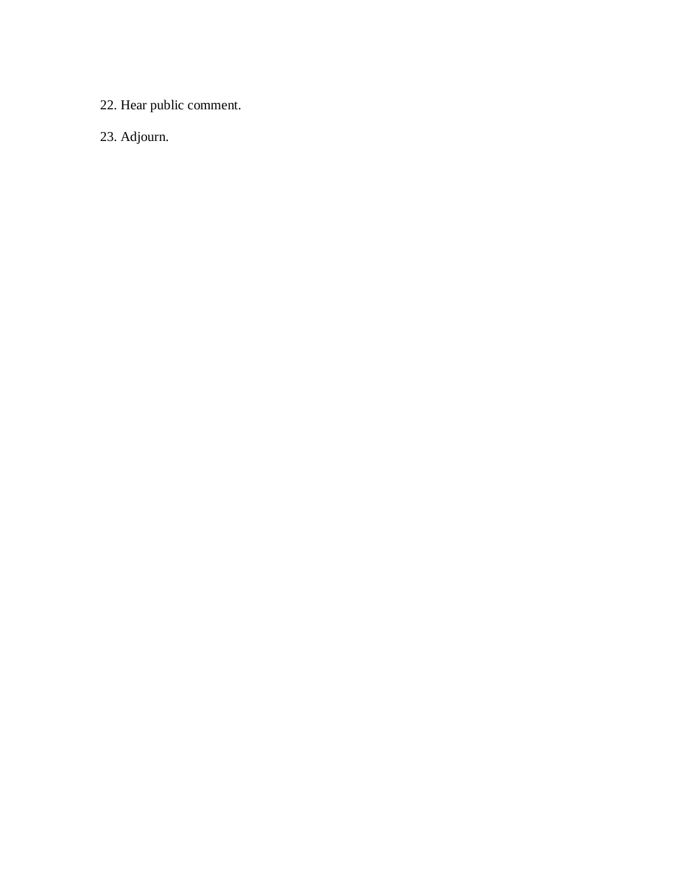22. Hear public comment.

23. Adjourn.